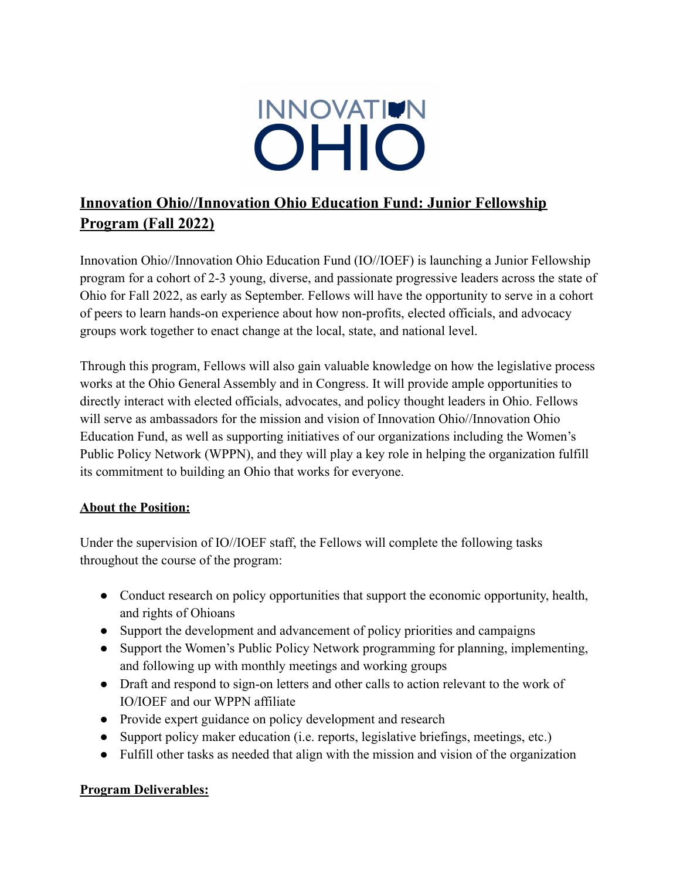INNOVATION OHIO

## Innovation Ohio//Innovation Ohio Education Fund: Junior Fellowship Program (Fall 2022)

Innovation Ohio//Innovation Ohio Education Fund (IO//IOEF) is launching a Junior Fellowship program for a cohort of 2-3 young, diverse, and passionate progressive leaders across the state of Ohio for Fall 2022, as early as September. Fellows will have the opportunity to serve in a cohort of peers to learn hands-on experience about how non-profits, elected officials, and advocacy groups work together to enact change at the local, state, and national level.

Through this program, Fellows will also gain valuable knowledge on how the legislative process works at the Ohio General Assembly and in Congress. It will provide ample opportunities to directly interact with elected officials, advocates, and policy thought leaders in Ohio. Fellows will serve as ambassadors for the mission and vision of Innovation Ohio//Innovation Ohio Education Fund, as well as supporting initiatives of our organizations including the Women's Public Policy Network (WPPN), and they will play a key role in helping the organization fulfill its commitment to building an Ohio that works for everyone.

### About the Position:

Under the supervision of IO//IOEF staff, the Fellows will complete the following tasks throughout the course of the program:

- Conduct research on policy opportunities that support the economic opportunity, health, and rights of Ohioans
- Support the development and advancement of policy priorities and campaigns
- Support the Women's Public Policy Network programming for planning, implementing, and following up with monthly meetings and working groups
- Draft and respond to sign-on letters and other calls to action relevant to the work of IO/IOEF and our WPPN affiliate
- Provide expert guidance on policy development and research
- Support policy maker education (i.e. reports, legislative briefings, meetings, etc.)
- Fulfill other tasks as needed that align with the mission and vision of the organization

### Program Deliverables: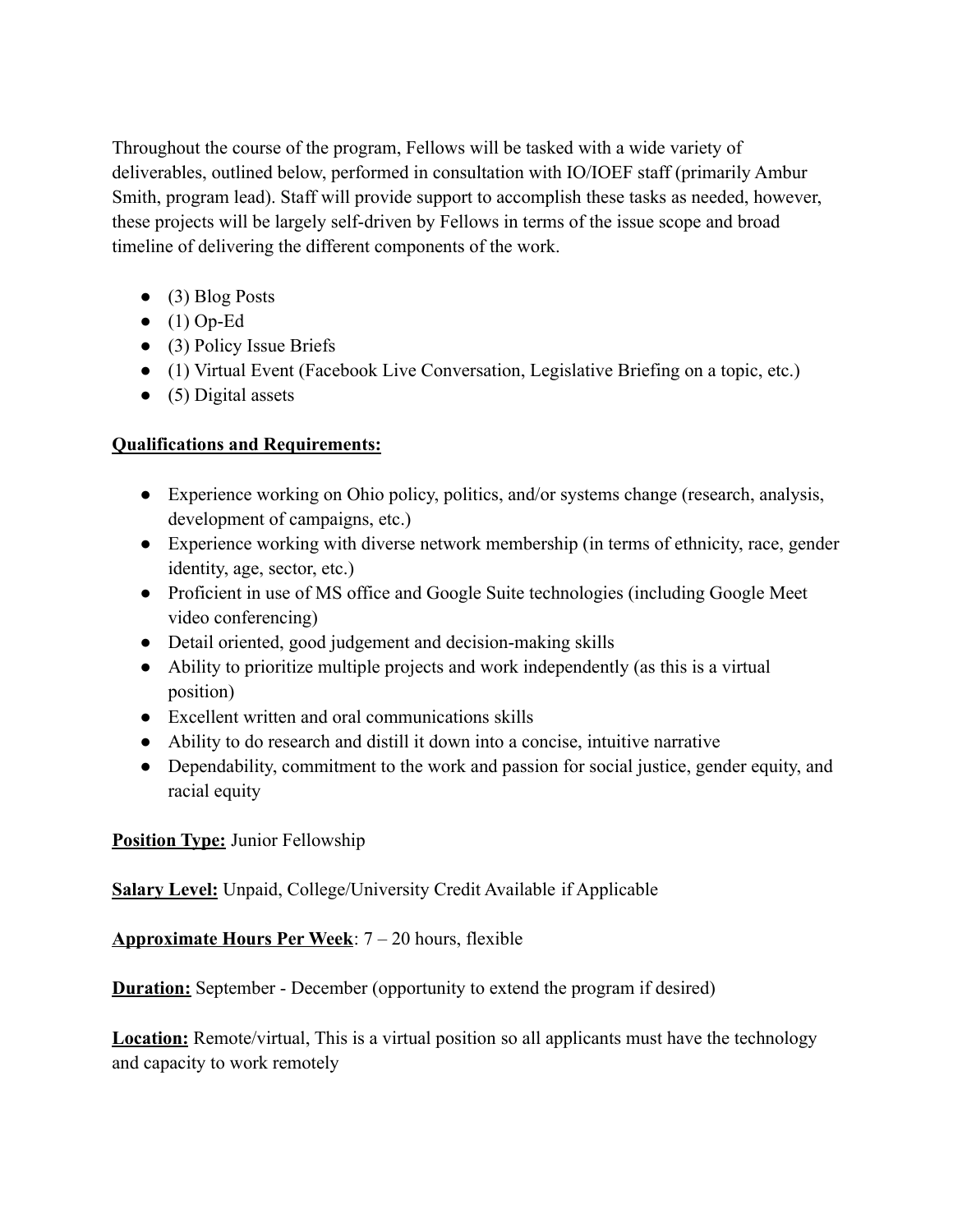Throughout the course of the program, Fellows will be tasked with a wide variety of deliverables, outlined below, performed in consultation with IO/IOEF staff (primarily Ambur Smith, program lead). Staff will provide support to accomplish these tasks as needed, however, these projects will be largely self-driven by Fellows in terms of the issue scope and broad timeline of delivering the different components of the work.

- (3) Blog Posts
- (1) Op-Ed
- (3) Policy Issue Briefs
- (1) Virtual Event (Facebook Live Conversation, Legislative Briefing on a topic, etc.)
- (5) Digital assets

**Qualifications and Requirements:**

- Experience working on Ohio policy, politics, and/or systems change (research, analysis, development of campaigns, etc.)
- Experience working with diverse network membership (in terms of ethnicity, race, gender identity, age, sector, etc.)
- Proficient in use of MS office and Google Suite technologies (including Google Meet video conferencing)
- Detail oriented, good judgement and decision-making skills
- Ability to prioritize multiple projects and work independently (as this is a virtual position)
- Excellent written and oral communications skills
- Ability to do research and distill it down into a concise, intuitive narrative
- Dependability, commitment to the work and passion for social justice, gender equity, and racial equity

**Position Type:** Junior Fellowship

**Salary Level:** Unpaid, College/University Credit Available if Applicable

**Approximate Hours Per Week**: 7 – 20 hours, flexible

**Duration:** September - December (opportunity to extend the program if desired)

**Location:** Remote/virtual, This is a virtual position so all applicants must have the technology and capacity to work remotely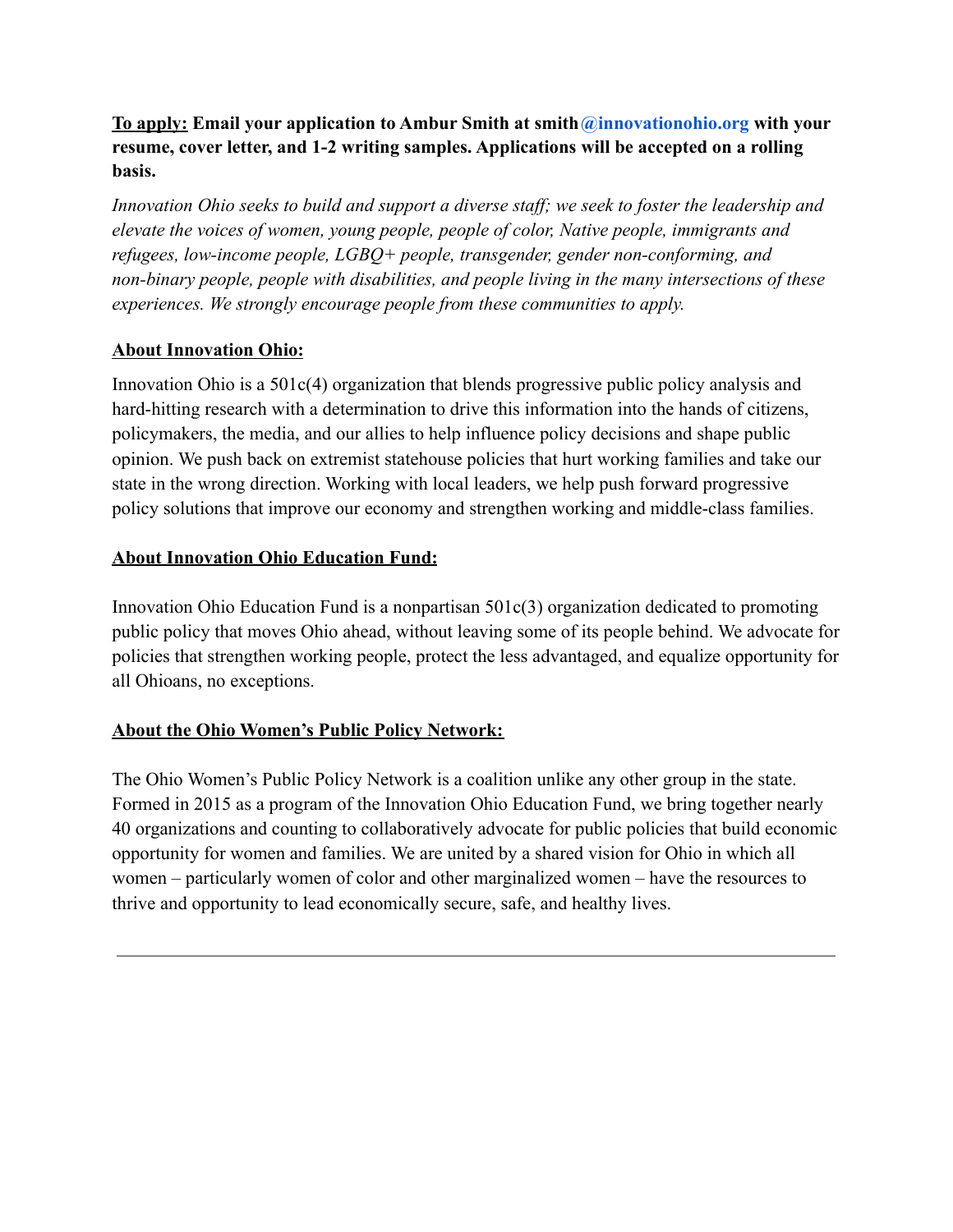**To apply: Email your application to Ambur Smith at smith@innovationohio.org with your resume, cover letter, and 1-2 writing samples. Applications will be accepted on a rolling basis.**

*Innovation Ohio seeks to build and support a diverse staff; we seek to foster the leadership and elevate the voices of women, young people, people of color, Native people, immigrants and refugees, low-income people, LGBQ+ people, transgender, gender non-conforming, and non-binary people, people with disabilities, and people living in the many intersections of these experiences. We strongly encourage people from these communities to apply.*

**About Innovation Ohio:**

Innovation Ohio is a 501c(4) organization that blends progressive public policy analysis and hard-hitting research with a determination to drive this information into the hands of citizens, policymakers, the media, and our allies to help influence policy decisions and shape public opinion. We push back on extremist statehouse policies that hurt working families and take our state in the wrong direction. Working with local leaders, we help push forward progressive policy solutions that improve our economy and strengthen working and middle-class families.

**About Innovation Ohio Education Fund:**

Innovation Ohio Education Fund is a nonpartisan 501c(3) organization dedicated to promoting public policy that moves Ohio ahead, without leaving some of its people behind. We advocate for policies that strengthen working people, protect the less advantaged, and equalize opportunity for all Ohioans, no exceptions.

**About the Ohio Women's Public Policy Network:**

The Ohio Women's Public Policy Network is a coalition unlike any other group in the state. Formed in 2015 as a program of the Innovation Ohio Education Fund, we bring together nearly 40 organizations and counting to collaboratively advocate for public policies that build economic opportunity for women and families. We are united by a shared vision for Ohio in which all women – particularly women of color and other marginalized women – have the resources to thrive and opportunity to lead economically secure, safe, and healthy lives.

---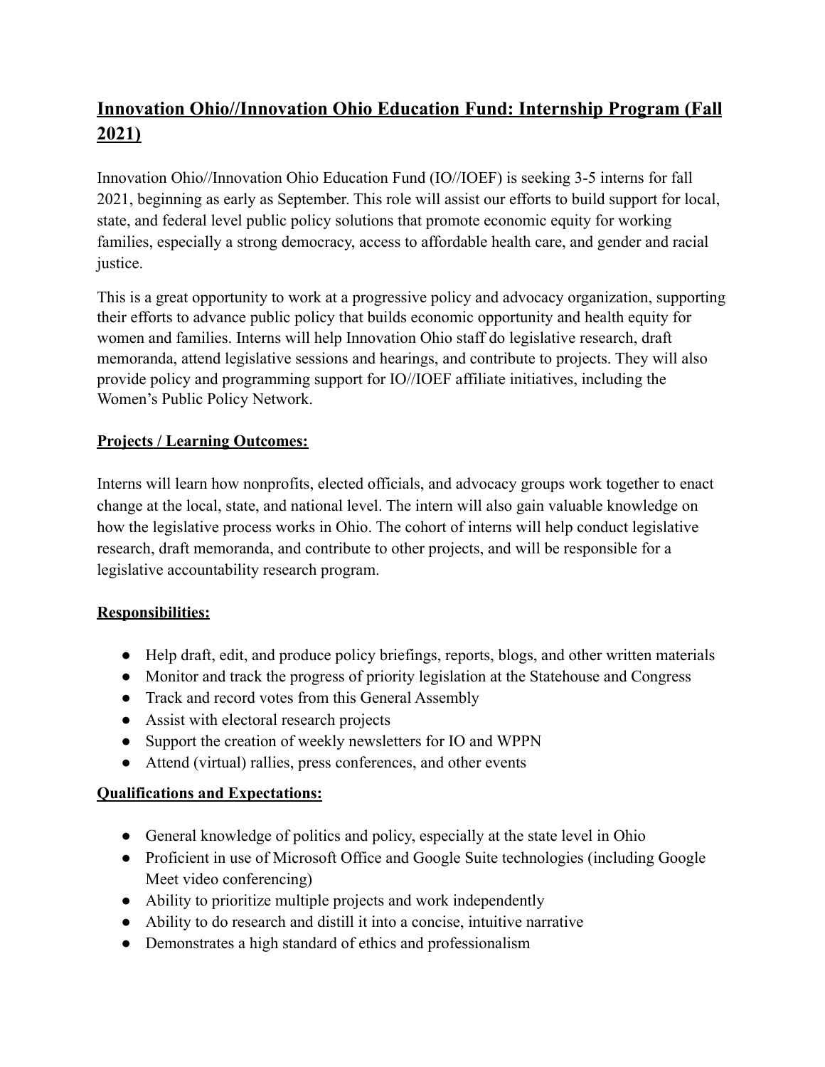# Innovation Ohio//Innovation Ohio Education Fund: Internship Program (Fall 2021)

Innovation Ohio//Innovation Ohio Education Fund (IO//IOEF) is seeking 3-5 interns for fall 2021, beginning as early as September. This role will assist our efforts to build support for local, state, and federal level public policy solutions that promote economic equity for working families, especially a strong democracy, access to affordable health care, and gender and racial justice.

This is a great opportunity to work at a progressive policy and advocacy organization, supporting their efforts to advance public policy that builds economic opportunity and health equity for women and families. Interns will help Innovation Ohio staff do legislative research, draft memoranda, attend legislative sessions and hearings, and contribute to projects. They will also provide policy and programming support for IO//IOEF affiliate initiatives, including the Women's Public Policy Network.

## Projects / Learning Outcomes:

Interns will learn how nonprofits, elected officials, and advocacy groups work together to enact change at the local, state, and national level. The intern will also gain valuable knowledge on how the legislative process works in Ohio. The cohort of interns will help conduct legislative research, draft memoranda, and contribute to other projects, and will be responsible for a legislative accountability research program.

## Responsibilities:

- Help draft, edit, and produce policy briefings, reports, blogs, and other written materials
- Monitor and track the progress of priority legislation at the Statehouse and Congress
- Track and record votes from this General Assembly
- Assist with electoral research projects
- Support the creation of weekly newsletters for IO and WPPN
- Attend (virtual) rallies, press conferences, and other events

## Qualifications and Expectations:

- General knowledge of politics and policy, especially at the state level in Ohio
- Proficient in use of Microsoft Office and Google Suite technologies (including Google Meet video conferencing)
- Ability to prioritize multiple projects and work independently
- Ability to do research and distill it into a concise, intuitive narrative
- Demonstrates a high standard of ethics and professionalism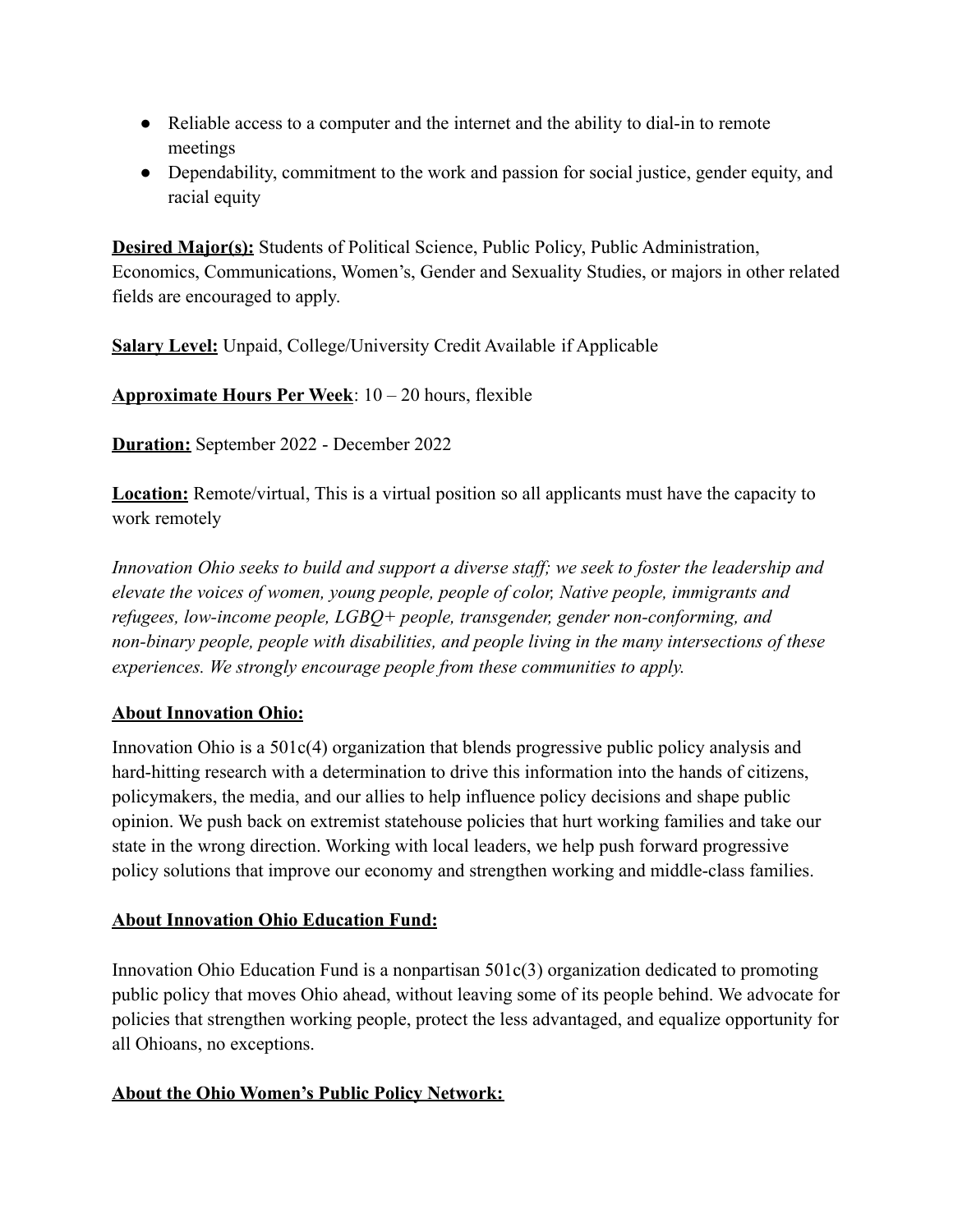- Reliable access to a computer and the internet and the ability to dial-in to remote meetings
- Dependability, commitment to the work and passion for social justice, gender equity, and racial equity

**Desired Major(s):** Students of Political Science, Public Policy, Public Administration, Economics, Communications, Women's, Gender and Sexuality Studies, or majors in other related fields are encouraged to apply.

**Salary Level:** Unpaid, College/University Credit Available if Applicable

**Approximate Hours Per Week**: 10 – 20 hours, flexible

**Duration:** September 2022 - December 2022

**Location:** Remote/virtual, This is a virtual position so all applicants must have the capacity to work remotely

*Innovation Ohio seeks to build and support a diverse staff; we seek to foster the leadership and elevate the voices of women, young people, people of color, Native people, immigrants and refugees, low-income people, LGBQ+ people, transgender, gender non-conforming, and non-binary people, people with disabilities, and people living in the many intersections of these experiences. We strongly encourage people from these communities to apply.*

## About Innovation Ohio:

Innovation Ohio is a 501c(4) organization that blends progressive public policy analysis and hard-hitting research with a determination to drive this information into the hands of citizens, policymakers, the media, and our allies to help influence policy decisions and shape public opinion. We push back on extremist statehouse policies that hurt working families and take our state in the wrong direction. Working with local leaders, we help push forward progressive policy solutions that improve our economy and strengthen working and middle-class families.

## About Innovation Ohio Education Fund:

Innovation Ohio Education Fund is a nonpartisan 501c(3) organization dedicated to promoting public policy that moves Ohio ahead, without leaving some of its people behind. We advocate for policies that strengthen working people, protect the less advantaged, and equalize opportunity for all Ohioans, no exceptions.

## About the Ohio Women's Public Policy Network: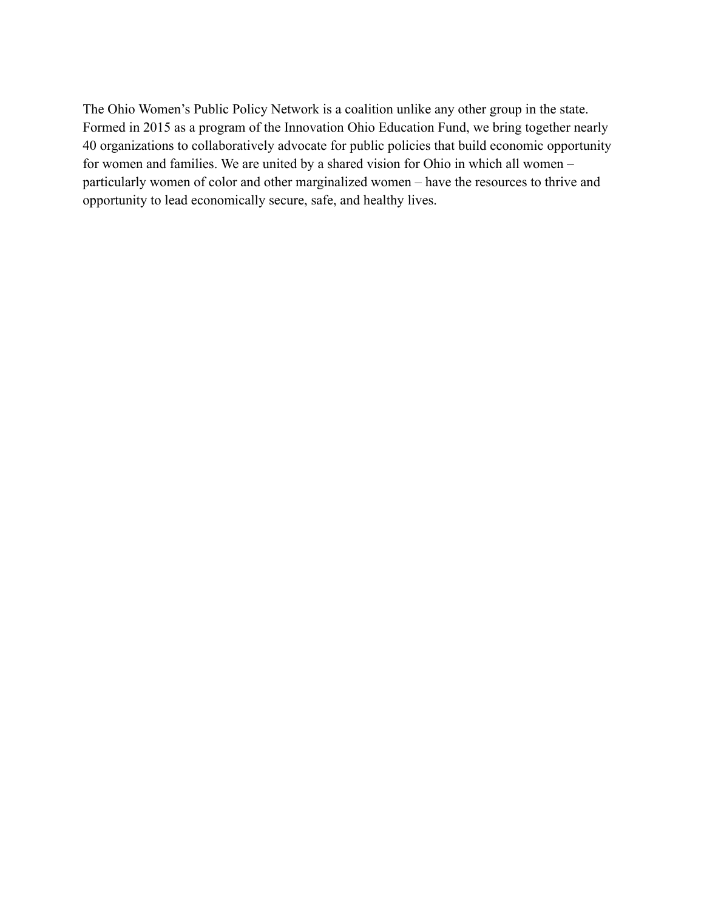The Ohio Women's Public Policy Network is a coalition unlike any other group in the state. Formed in 2015 as a program of the Innovation Ohio Education Fund, we bring together nearly 40 organizations to collaboratively advocate for public policies that build economic opportunity for women and families. We are united by a shared vision for Ohio in which all women – particularly women of color and other marginalized women – have the resources to thrive and opportunity to lead economically secure, safe, and healthy lives.